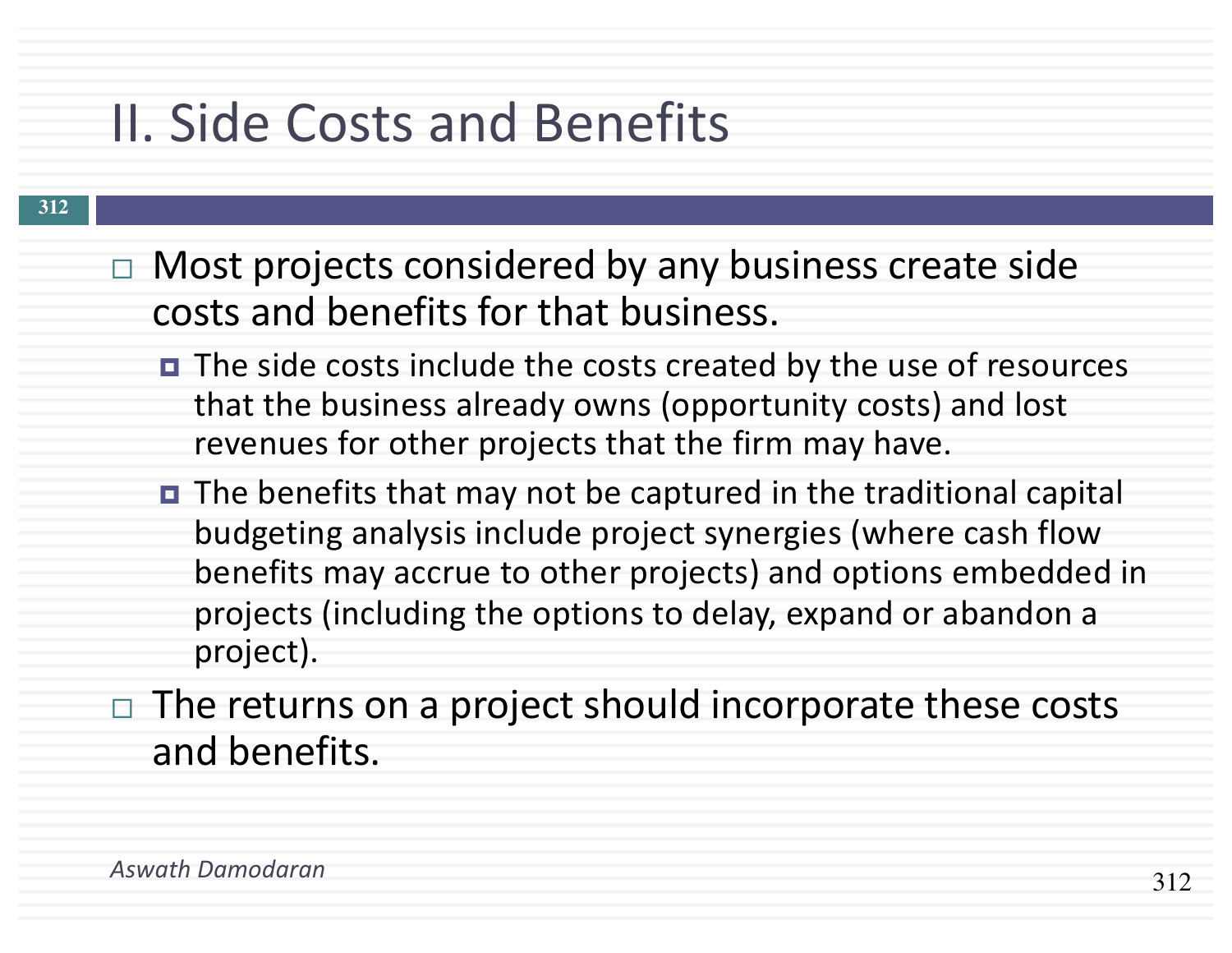# II. Side Costs and Benefits

- Most projects considered by any business create side costs and benefits for that business.
  - The side costs include the costs created by the use of resources that the business already owns (opportunity costs) and lost revenues for other projects that the firm may have.
  - The benefits that may not be captured in the traditional capital budgeting analysis include project synergies (where cash flow benefits may accrue to other projects) and options embedded in projects (including the options to delay, expand or abandon a project).
- The returns on a project should incorporate these costs and benefits.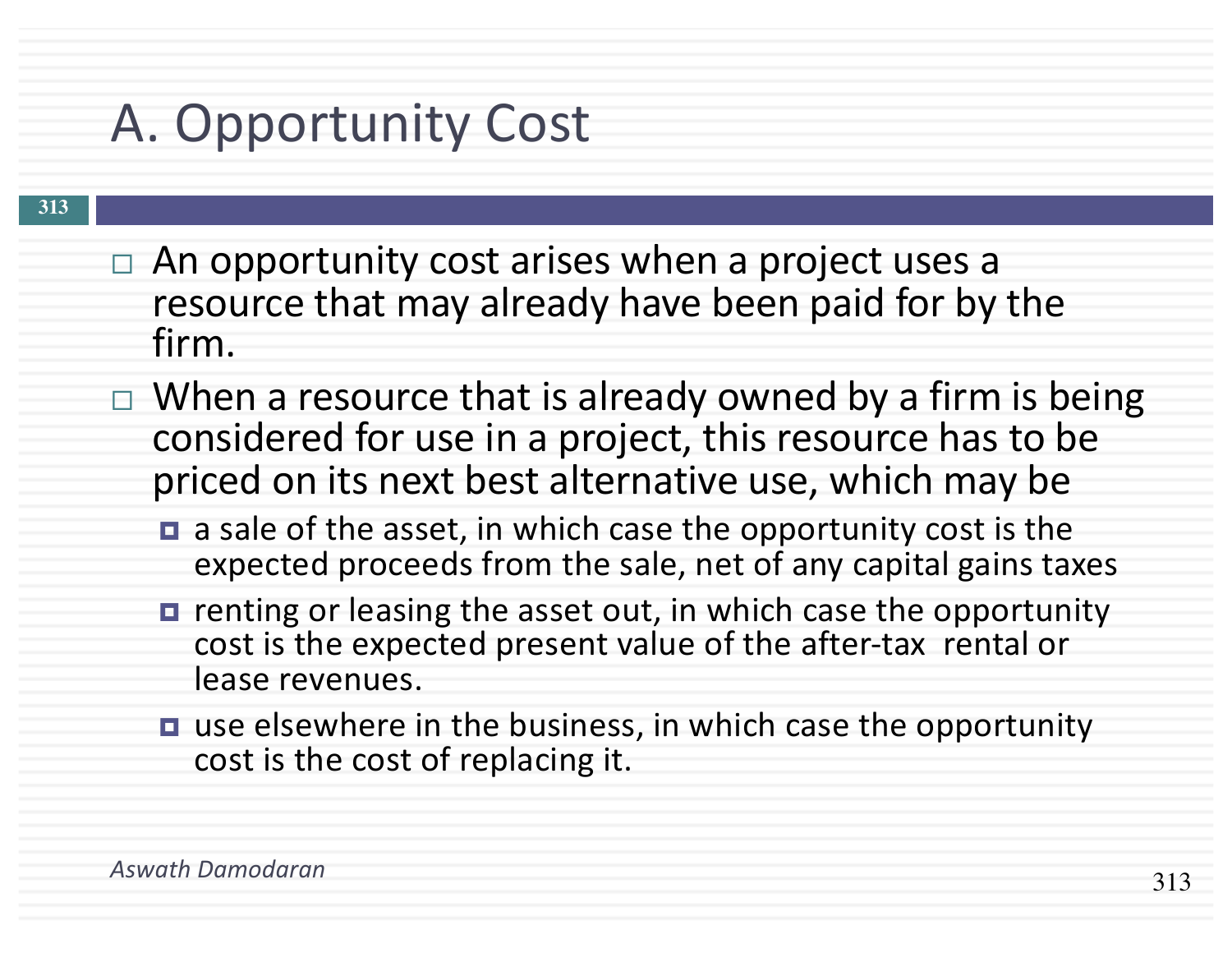# A. Opportunity Cost

- An opportunity cost arises when a project uses a resource that may already have been paid for by the firm.
- When a resource that is already owned by a firm is being considered for use in a project, this resource has to be priced on its next best alternative use, which may be
  - a sale of the asset, in which case the opportunity cost is the expected proceeds from the sale, net of any capital gains taxes
  - renting or leasing the asset out, in which case the opportunity cost is the expected present value of the after-tax rental or lease revenues.
  - use elsewhere in the business, in which case the opportunity cost is the cost of replacing it.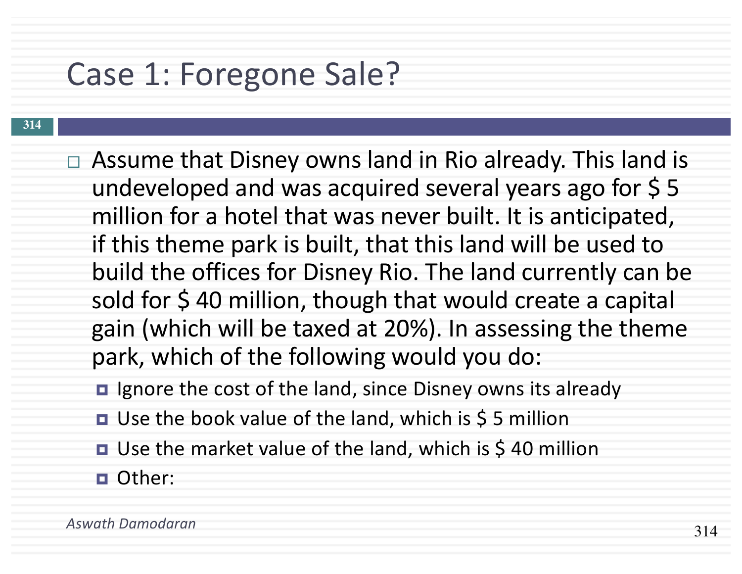# Case 1: Foregone Sale?

- Assume that Disney owns land in Rio already. This land is undeveloped and was acquired several years ago for $ 5 million for a hotel that was never built. It is anticipated, if this theme park is built, that this land will be used to build the offices for Disney Rio. The land currently can be sold for $ 40 million, though that would create a capital gain (which will be taxed at 20%). In assessing the theme park, which of the following would you do:
  - Ignore the cost of the land, since Disney owns its already
  - Use the book value of the land, which is $ 5 million
  - Use the market value of the land, which is $ 40 million
  - Other:

*Aswath Damodaran*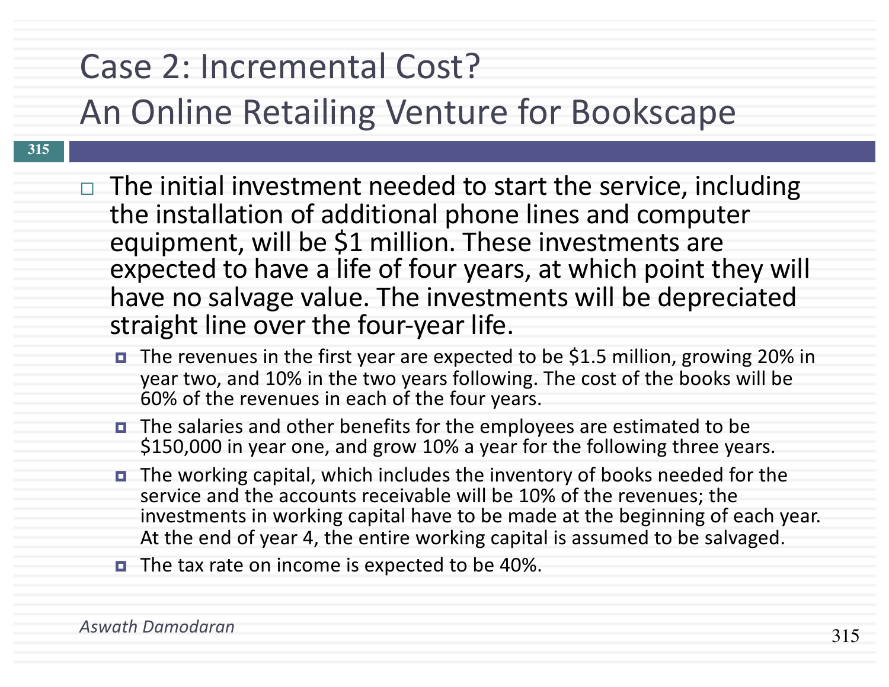# Case 2: Incremental Cost?
# An Online Retailing Venture for Bookscape

- The initial investment needed to start the service, including the installation of additional phone lines and computer equipment, will be $1 million. These investments are expected to have a life of four years, at which point they will have no salvage value. The investments will be depreciated straight line over the four-year life.
  - The revenues in the first year are expected to be $1.5 million, growing 20% in year two, and 10% in the two years following. The cost of the books will be 60% of the revenues in each of the four years.
  - The salaries and other benefits for the employees are estimated to be $150,000 in year one, and grow 10% a year for the following three years.
  - The working capital, which includes the inventory of books needed for the service and the accounts receivable will be 10% of the revenues; the investments in working capital have to be made at the beginning of each year. At the end of year 4, the entire working capital is assumed to be salvaged.
  - The tax rate on income is expected to be 40%.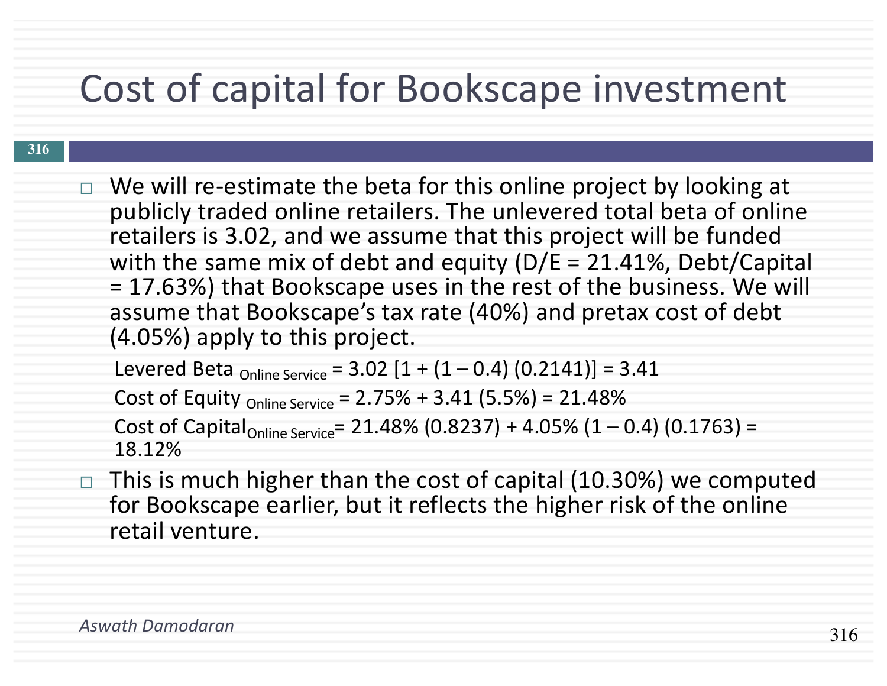# Cost of capital for Bookscape investment

- We will re-estimate the beta for this online project by looking at publicly traded online retailers. The unlevered total beta of online retailers is 3.02, and we assume that this project will be funded with the same mix of debt and equity (D/E = 21.41%, Debt/Capital = 17.63%) that Bookscape uses in the rest of the business. We will assume that Bookscape's tax rate (40%) and pretax cost of debt (4.05%) apply to this project.

  $\text{Levered Beta}_{\text{Online Service}} = 3.02\,[1 + (1 - 0.4)\,(0.2141)] = 3.41$

  $\text{Cost of Equity}_{\text{Online Service}} = 2.75\% + 3.41\,(5.5\%) = 21.48\%$

  $\text{Cost of Capital}_{\text{Online Service}} = 21.48\%\,(0.8237) + 4.05\%\,(1 - 0.4)\,(0.1763) = 18.12\%$

- This is much higher than the cost of capital (10.30%) we computed for Bookscape earlier, but it reflects the higher risk of the online retail venture.

*Aswath Damodaran*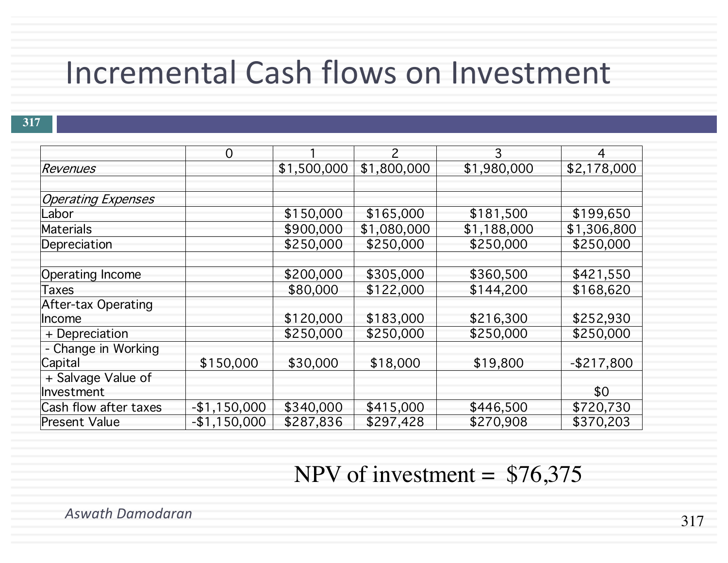# Incremental Cash flows on Investment

| | 0 | 1 | 2 | 3 | 4 |
|---|---|---|---|---|---|
| *Revenues* | | $1,500,000 | $1,800,000 | $1,980,000 | $2,178,000 |
| | | | | | |
| *Operating Expenses* | | | | | |
| Labor | | $150,000 | $165,000 | $181,500 | $199,650 |
| Materials | | $900,000 | $1,080,000 | $1,188,000 | $1,306,800 |
| Depreciation | | $250,000 | $250,000 | $250,000 | $250,000 |
| | | | | | |
| Operating Income | | $200,000 | $305,000 | $360,500 | $421,550 |
| Taxes | | $80,000 | $122,000 | $144,200 | $168,620 |
| After-tax Operating Income | | $120,000 | $183,000 | $216,300 | $252,930 |
| + Depreciation | | $250,000 | $250,000 | $250,000 | $250,000 |
| - Change in Working Capital | $150,000 | $30,000 | $18,000 | $19,800 | -$217,800 |
| + Salvage Value of Investment | | | | | $0 |
| Cash flow after taxes | -$1,150,000 | $340,000 | $415,000 | $446,500 | $720,730 |
| Present Value | -$1,150,000 | $287,836 | $297,428 | $270,908 | $370,203 |

NPV of investment = $76,375

*Aswath Damodaran*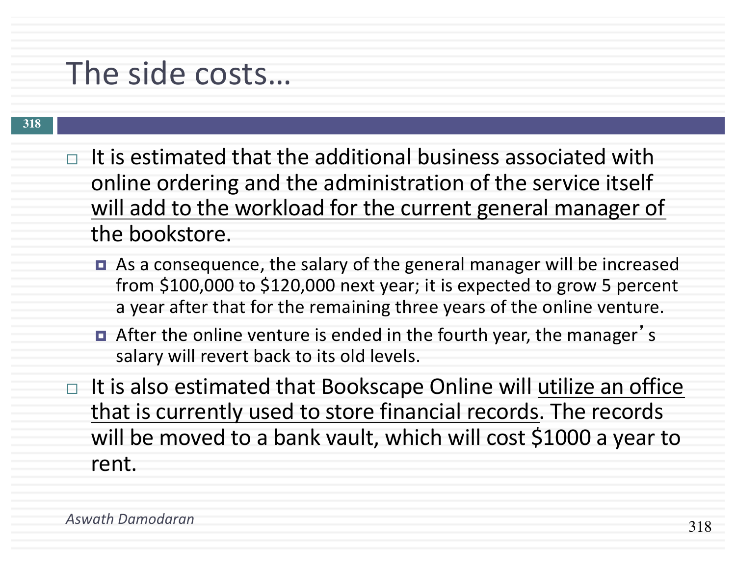# The side costs…

- It is estimated that the additional business associated with online ordering and the administration of the service itself <u>will add to the workload for the current general manager of the bookstore</u>.
  - As a consequence, the salary of the general manager will be increased from $100,000 to $120,000 next year; it is expected to grow 5 percent a year after that for the remaining three years of the online venture.
  - After the online venture is ended in the fourth year, the manager's salary will revert back to its old levels.
- It is also estimated that Bookscape Online will <u>utilize an office that is currently used to store financial records</u>. The records will be moved to a bank vault, which will cost $1000 a year to rent.

*Aswath Damodaran*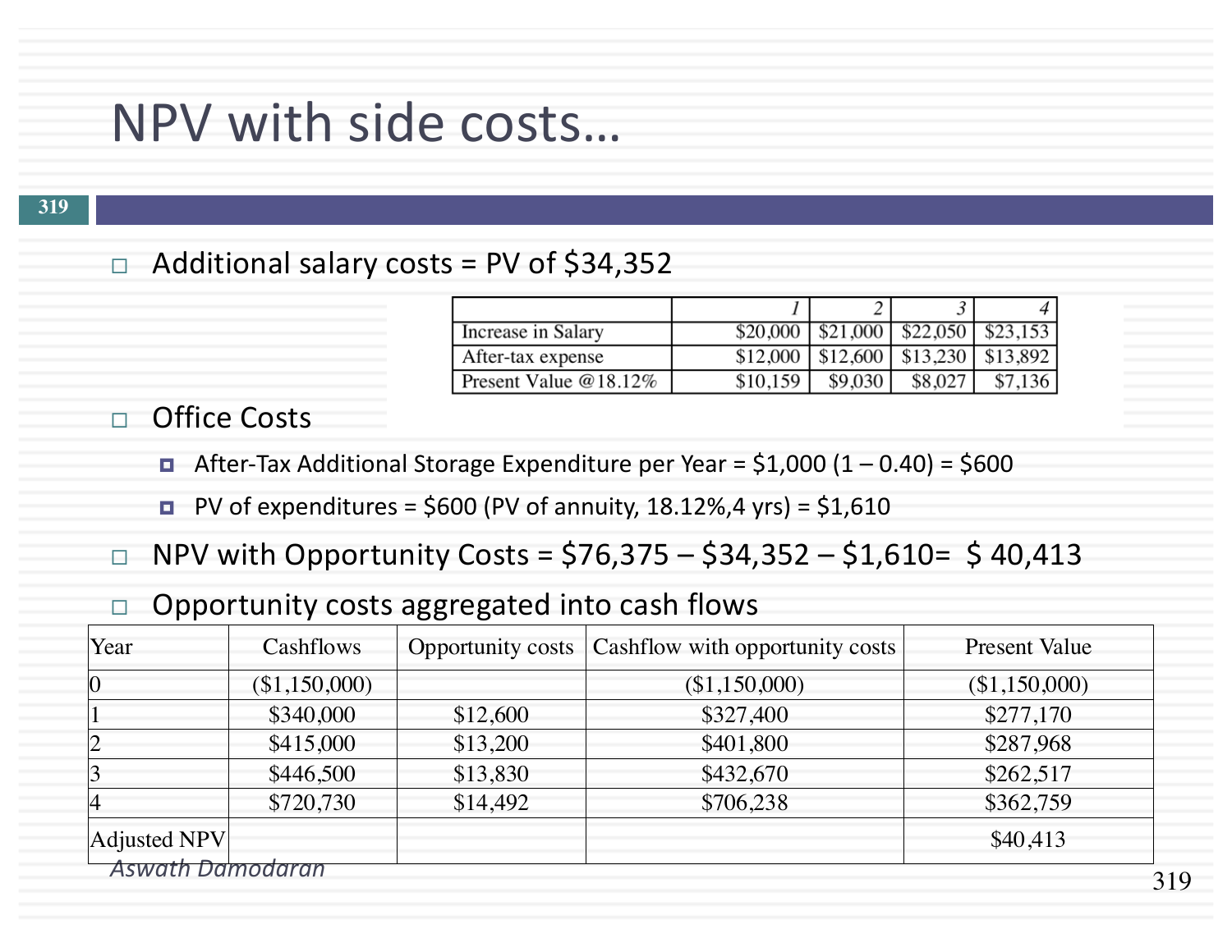# NPV with side costs…

- Additional salary costs = PV of $34,352

| | *1* | *2* | *3* | *4* |
|---|---|---|---|---|
| Increase in Salary | $20,000 | $21,000 | $22,050 | $23,153 |
| After-tax expense | $12,000 | $12,600 | $13,230 | $13,892 |
| Present Value @18.12% | $10,159 | $9,030 | $8,027 | $7,136 |

- Office Costs
  - After-Tax Additional Storage Expenditure per Year = $1,000 (1 – 0.40) = $600
  - PV of expenditures = $600 (PV of annuity, 18.12%,4 yrs) = $1,610
- NPV with Opportunity Costs = $76,375 – $34,352 – $1,610= $ 40,413
- Opportunity costs aggregated into cash flows

| Year | Cashflows | Opportunity costs | Cashflow with opportunity costs | Present Value |
|---|---|---|---|---|
| 0 | ($1,150,000) | | ($1,150,000) | ($1,150,000) |
| 1 | $340,000 | $12,600 | $327,400 | $277,170 |
| 2 | $415,000 | $13,200 | $401,800 | $287,968 |
| 3 | $446,500 | $13,830 | $432,670 | $262,517 |
| 4 | $720,730 | $14,492 | $706,238 | $362,759 |
| Adjusted NPV | | | | $40,413 |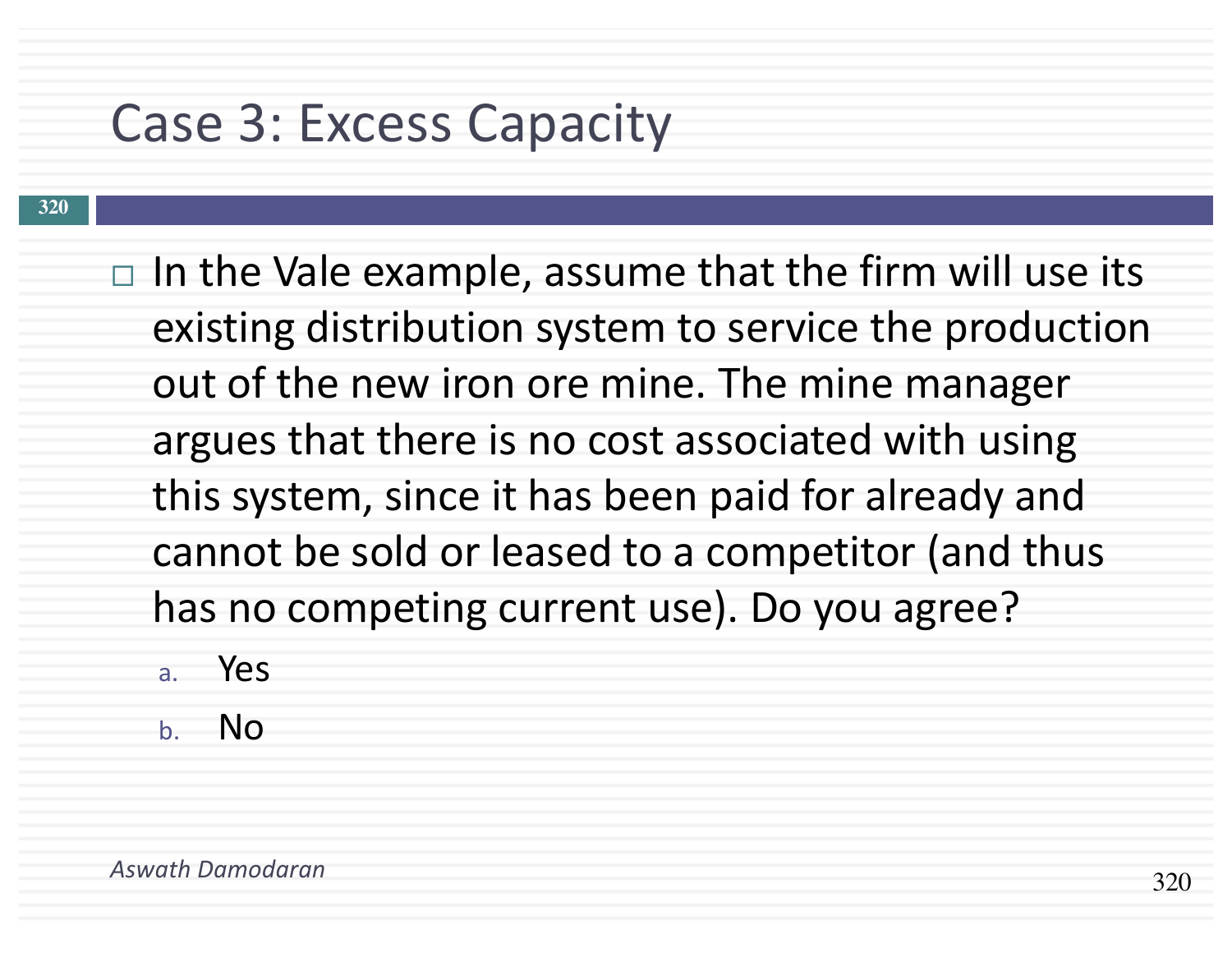# Case 3: Excess Capacity

- In the Vale example, assume that the firm will use its existing distribution system to service the production out of the new iron ore mine. The mine manager argues that there is no cost associated with using this system, since it has been paid for already and cannot be sold or leased to a competitor (and thus has no competing current use). Do you agree?
  a. Yes
  b. No

*Aswath Damodaran*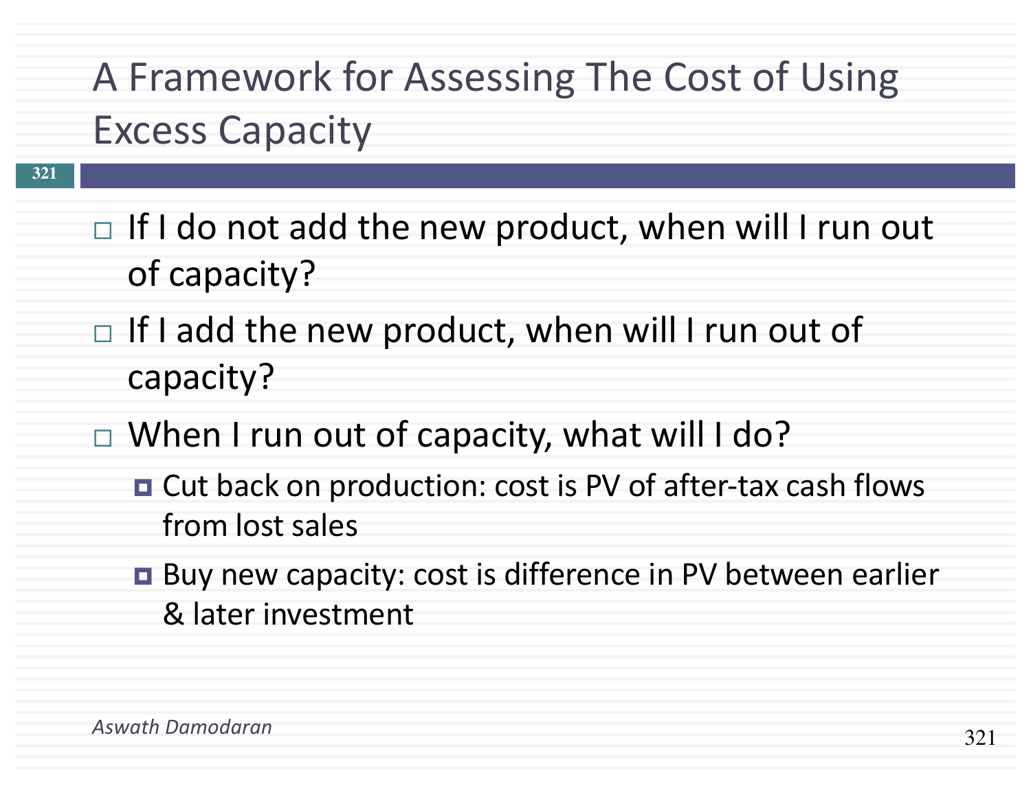# A Framework for Assessing The Cost of Using Excess Capacity

- If I do not add the new product, when will I run out of capacity?
- If I add the new product, when will I run out of capacity?
- When I run out of capacity, what will I do?
  - Cut back on production: cost is PV of after-tax cash flows from lost sales
  - Buy new capacity: cost is difference in PV between earlier & later investment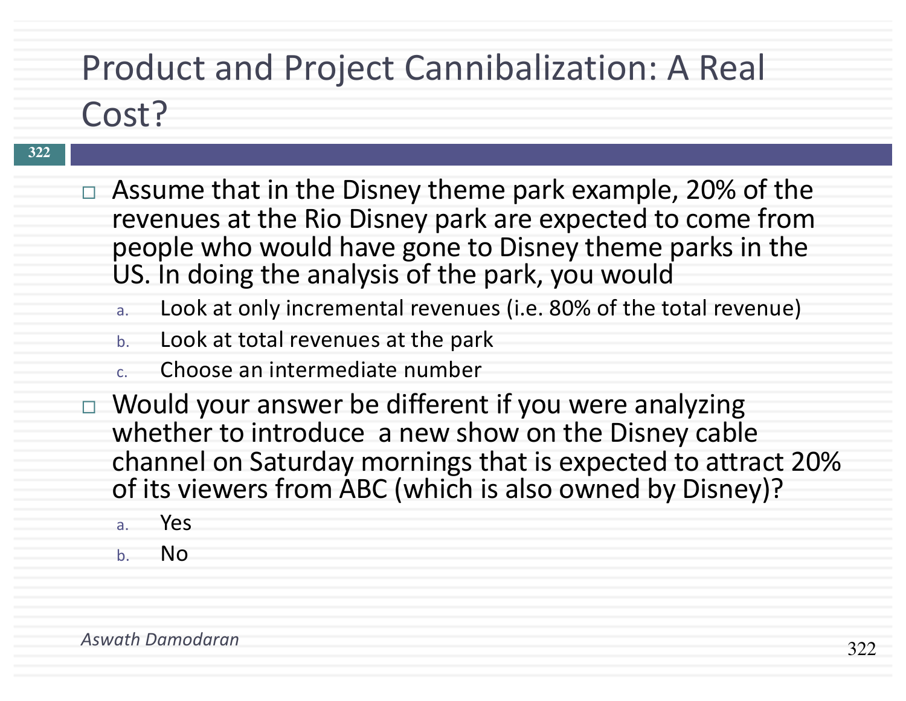# Product and Project Cannibalization: A Real Cost?

- Assume that in the Disney theme park example, 20% of the revenues at the Rio Disney park are expected to come from people who would have gone to Disney theme parks in the US. In doing the analysis of the park, you would
  a. Look at only incremental revenues (i.e. 80% of the total revenue)
  b. Look at total revenues at the park
  c. Choose an intermediate number
- Would your answer be different if you were analyzing whether to introduce a new show on the Disney cable channel on Saturday mornings that is expected to attract 20% of its viewers from ABC (which is also owned by Disney)?
  a. Yes
  b. No

*Aswath Damodaran*